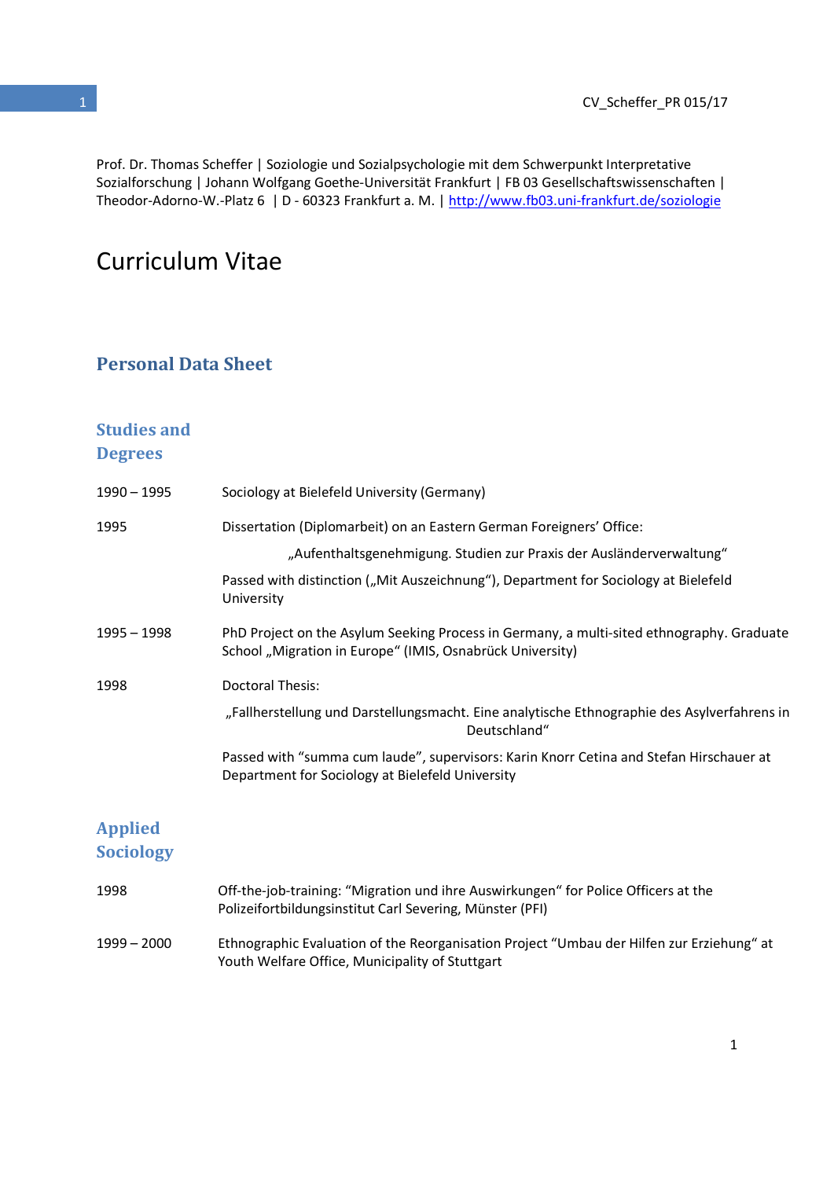Prof. Dr. Thomas Scheffer | Soziologie und Sozialpsychologie mit dem Schwerpunkt Interpretative Sozialforschung | Johann Wolfgang Goethe-Universität Frankfurt | FB 03 Gesellschaftswissenschaften | Theodor-Adorno-W.-Platz 6 | D - 60323 Frankfurt a. M. | http://www.fb03.uni-frankfurt.de/soziologie

# Curriculum Vitae

## Personal Data Sheet

### Studies and Degrees

1990 – 1995 Sociology at Bielefeld University (Germany)

1995 Dissertation (Diplomarbeit) on an Eastern German Foreigners' Office:

„Aufenthaltsgenehmigung. Studien zur Praxis der Ausländerverwaltung"

Passed with distinction („Mit Auszeichnung"), Department for Sociology at Bielefeld University

1995 – 1998 PhD Project on the Asylum Seeking Process in Germany, a multi-sited ethnography. Graduate School „Migration in Europe" (IMIS, Osnabrück University)

1998 Doctoral Thesis:

„Fallherstellung und Darstellungsmacht. Eine analytische Ethnographie des Asylverfahrens in Deutschland"

Passed with "summa cum laude", supervisors: Karin Knorr Cetina and Stefan Hirschauer at Department for Sociology at Bielefeld University

### Applied Sociology

1998 Off-the-job-training: "Migration und ihre Auswirkungen" for Police Officers at the Polizeifortbildungsinstitut Carl Severing, Münster (PFI)

1999 – 2000 Ethnographic Evaluation of the Reorganisation Project "Umbau der Hilfen zur Erziehung" at Youth Welfare Office, Municipality of Stuttgart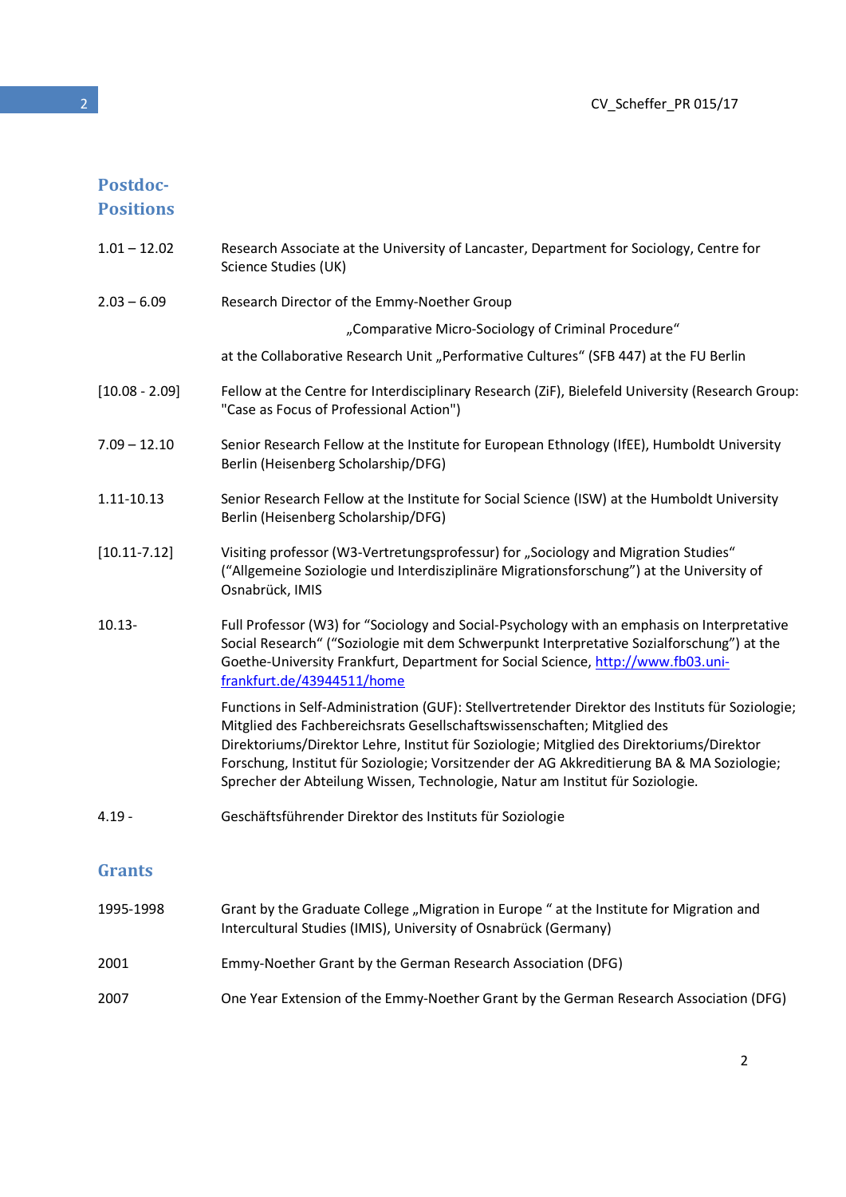## Postdoc-Positions

| | |
|---|---|
| 1.01 – 12.02 | Research Associate at the University of Lancaster, Department for Sociology, Centre for Science Studies (UK) |
| 2.03 – 6.09 | Research Director of the Emmy-Noether Group „Comparative Micro-Sociology of Criminal Procedure“ at the Collaborative Research Unit „Performative Cultures“ (SFB 447) at the FU Berlin |
| [10.08 - 2.09] | Fellow at the Centre for Interdisciplinary Research (ZiF), Bielefeld University (Research Group: "Case as Focus of Professional Action") |
| 7.09 – 12.10 | Senior Research Fellow at the Institute for European Ethnology (IfEE), Humboldt University Berlin (Heisenberg Scholarship/DFG) |
| 1.11-10.13 | Senior Research Fellow at the Institute for Social Science (ISW) at the Humboldt University Berlin (Heisenberg Scholarship/DFG) |
| [10.11-7.12] | Visiting professor (W3-Vertretungsprofessur) for „Sociology and Migration Studies“ (“Allgemeine Soziologie und Interdisziplinäre Migrationsforschung”) at the University of Osnabrück, IMIS |
| 10.13- | Full Professor (W3) for “Sociology and Social-Psychology with an emphasis on Interpretative Social Research“ (“Soziologie mit dem Schwerpunkt Interpretative Sozialforschung”) at the Goethe-University Frankfurt, Department for Social Science, http://www.fb03.uni-frankfurt.de/43944511/home<br><br>Functions in Self-Administration (GUF): Stellvertretender Direktor des Instituts für Soziologie; Mitglied des Fachbereichsrats Gesellschaftswissenschaften; Mitglied des Direktoriums/Direktor Lehre, Institut für Soziologie; Mitglied des Direktoriums/Direktor Forschung, Institut für Soziologie; Vorsitzender der AG Akkreditierung BA & MA Soziologie; Sprecher der Abteilung Wissen, Technologie, Natur am Institut für Soziologie. |
| 4.19 - | Geschäftsführender Direktor des Instituts für Soziologie |

## Grants

| | |
|---|---|
| 1995-1998 | Grant by the Graduate College „Migration in Europe “ at the Institute for Migration and Intercultural Studies (IMIS), University of Osnabrück (Germany) |
| 2001 | Emmy-Noether Grant by the German Research Association (DFG) |
| 2007 | One Year Extension of the Emmy-Noether Grant by the German Research Association (DFG) |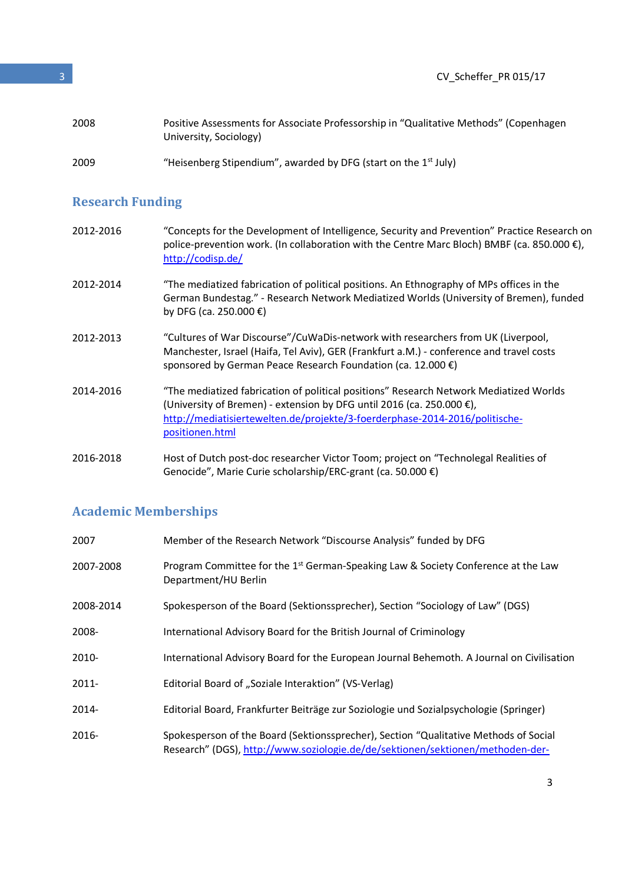| | |
|---|---|
| 2008 | Positive Assessments for Associate Professorship in "Qualitative Methods" (Copenhagen University, Sociology) |
| 2009 | "Heisenberg Stipendium", awarded by DFG (start on the 1st July) |

## Research Funding

| | |
|---|---|
| 2012-2016 | "Concepts for the Development of Intelligence, Security and Prevention" Practice Research on police-prevention work. (In collaboration with the Centre Marc Bloch) BMBF (ca. 850.000 €), http://codisp.de/ |
| 2012-2014 | "The mediatized fabrication of political positions. An Ethnography of MPs offices in the German Bundestag." - Research Network Mediatized Worlds (University of Bremen), funded by DFG (ca. 250.000 €) |
| 2012-2013 | "Cultures of War Discourse"/CuWaDis-network with researchers from UK (Liverpool, Manchester, Israel (Haifa, Tel Aviv), GER (Frankfurt a.M.) - conference and travel costs sponsored by German Peace Research Foundation (ca. 12.000 €) |
| 2014-2016 | "The mediatized fabrication of political positions" Research Network Mediatized Worlds (University of Bremen) - extension by DFG until 2016 (ca. 250.000 €), http://mediatisiertewelten.de/projekte/3-foerderphase-2014-2016/politische-positionen.html |
| 2016-2018 | Host of Dutch post-doc researcher Victor Toom; project on "Technolegal Realities of Genocide", Marie Curie scholarship/ERC-grant (ca. 50.000 €) |

## Academic Memberships

| | |
|---|---|
| 2007 | Member of the Research Network "Discourse Analysis" funded by DFG |
| 2007-2008 | Program Committee for the 1st German-Speaking Law & Society Conference at the Law Department/HU Berlin |
| 2008-2014 | Spokesperson of the Board (Sektionssprecher), Section "Sociology of Law" (DGS) |
| 2008- | International Advisory Board for the British Journal of Criminology |
| 2010- | International Advisory Board for the European Journal Behemoth. A Journal on Civilisation |
| 2011- | Editorial Board of „Soziale Interaktion" (VS-Verlag) |
| 2014- | Editorial Board, Frankfurter Beiträge zur Soziologie und Sozialpsychologie (Springer) |
| 2016- | Spokesperson of the Board (Sektionssprecher), Section "Qualitative Methods of Social Research" (DGS), http://www.soziologie.de/de/sektionen/sektionen/methoden-der- |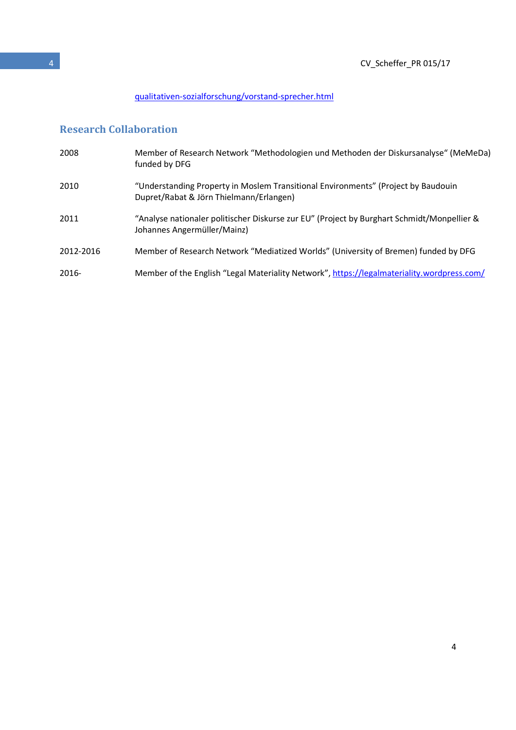qualitativen-sozialforschung/vorstand-sprecher.html

## Research Collaboration

| | |
|---|---|
| 2008 | Member of Research Network “Methodologien und Methoden der Diskursanalyse“ (MeMeDa) funded by DFG |
| 2010 | “Understanding Property in Moslem Transitional Environments” (Project by Baudouin Dupret/Rabat & Jörn Thielmann/Erlangen) |
| 2011 | “Analyse nationaler politischer Diskurse zur EU” (Project by Burghart Schmidt/Monpellier & Johannes Angermüller/Mainz) |
| 2012-2016 | Member of Research Network “Mediatized Worlds” (University of Bremen) funded by DFG |
| 2016- | Member of the English “Legal Materiality Network”, https://legalmateriality.wordpress.com/ |